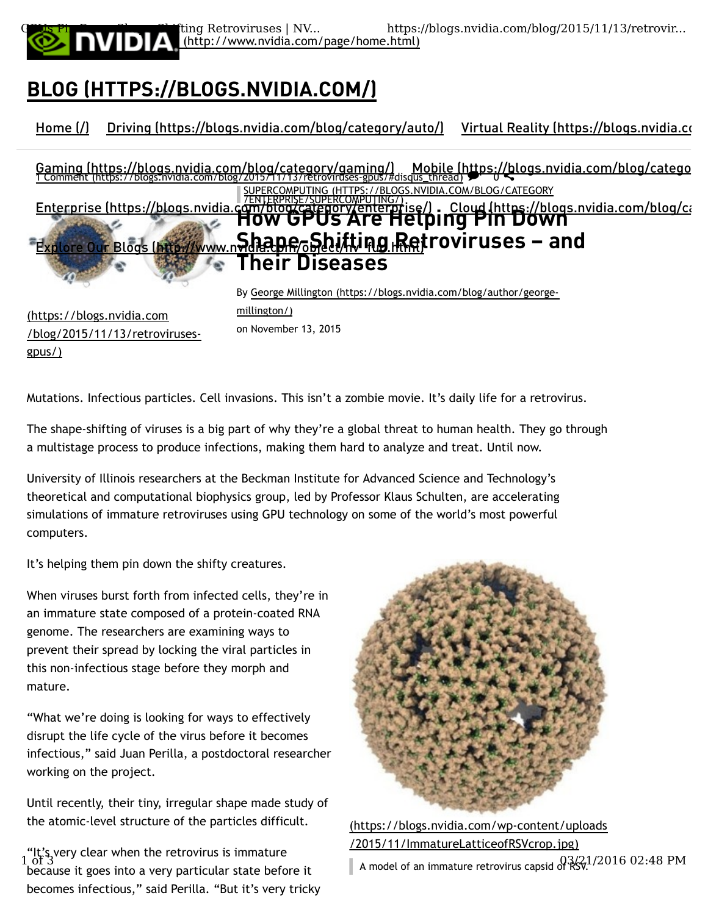NVIDIA (http://www.nvidia.com/page/home.html)

## BLOG (HTTPS://BLOGS.NVIDIA.COM/)

Home (/) Driving (https://blogs.nvidia.com/blog/category/auto/) Virtual Reality (https://blogs.nvidia.co

Gaming (https://blogs.nvidia.com/blog/category/gaming/) Mobile (https://blogs.nvidia.com/blog/catego

Enterprise (https://blogs.nvidia.com/blog/category/enterprise/) Cloud (https://blogs.nvidia.com/blog/ca

Explore Our Blogs (http://www.nvidia.com/object/nv_fun.html)

1 Comment (https://blogs.nvidia.com/blog/2015/11/13/retroviruses-gpus/#disqus_thread) 0

(https://blogs.nvidia.com/blog/2015/11/13/retroviruses-gpus/)

SUPERCOMPUTING (HTTPS://BLOGS.NVIDIA.COM/BLOG/CATEGORY/ENTERPRISE/SUPERCOMPUTING/)

# How GPUs Are Helping Pin Down Shape-Shifting Retroviruses – and Their Diseases

By George Millington (https://blogs.nvidia.com/blog/author/george-millington/)
on November 13, 2015

Mutations. Infectious particles. Cell invasions. This isn't a zombie movie. It's daily life for a retrovirus.

The shape-shifting of viruses is a big part of why they're a global threat to human health. They go through a multistage process to produce infections, making them hard to analyze and treat. Until now.

University of Illinois researchers at the Beckman Institute for Advanced Science and Technology's theoretical and computational biophysics group, led by Professor Klaus Schulten, are accelerating simulations of immature retroviruses using GPU technology on some of the world's most powerful computers.

It's helping them pin down the shifty creatures.

When viruses burst forth from infected cells, they're in an immature state composed of a protein-coated RNA genome. The researchers are examining ways to prevent their spread by locking the viral particles in this non-infectious stage before they morph and mature.

"What we're doing is looking for ways to effectively disrupt the life cycle of the virus before it becomes infectious," said Juan Perilla, a postdoctoral researcher working on the project.

Until recently, their tiny, irregular shape made study of the atomic-level structure of the particles difficult.

(https://blogs.nvidia.com/wp-content/uploads/2015/11/ImmatureLatticeofRSVcrop.jpg)

A model of an immature retrovirus capsid of RSV.

"It's very clear when the retrovirus is immature because it goes into a very particular state before it becomes infectious," said Perilla. "But it's very tricky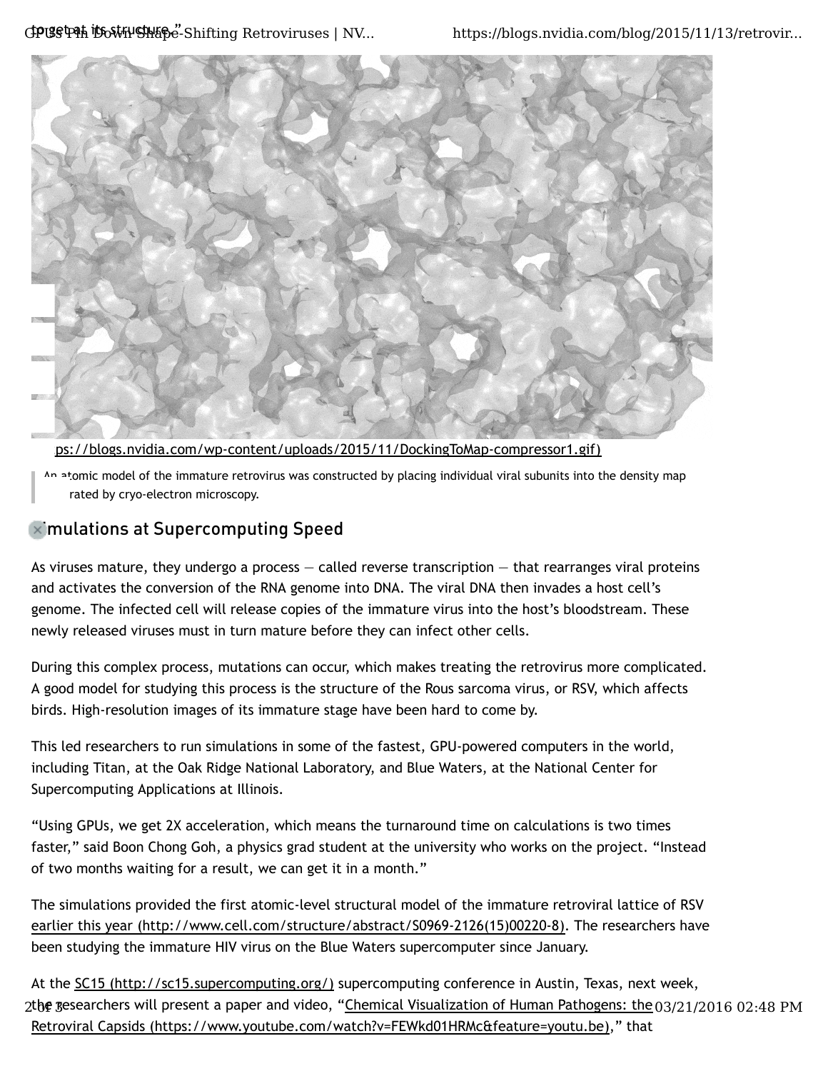ps://blogs.nvidia.com/wp-content/uploads/2015/11/DockingToMap-compressor1.gif)

An atomic model of the immature retrovirus was constructed by placing individual viral subunits into the density map rated by cryo-electron microscopy.

## Simulations at Supercomputing Speed

As viruses mature, they undergo a process — called reverse transcription — that rearranges viral proteins and activates the conversion of the RNA genome into DNA. The viral DNA then invades a host cell's genome. The infected cell will release copies of the immature virus into the host's bloodstream. These newly released viruses must in turn mature before they can infect other cells.

During this complex process, mutations can occur, which makes treating the retrovirus more complicated. A good model for studying this process is the structure of the Rous sarcoma virus, or RSV, which affects birds. High-resolution images of its immature stage have been hard to come by.

This led researchers to run simulations in some of the fastest, GPU-powered computers in the world, including Titan, at the Oak Ridge National Laboratory, and Blue Waters, at the National Center for Supercomputing Applications at Illinois.

"Using GPUs, we get 2X acceleration, which means the turnaround time on calculations is two times faster," said Boon Chong Goh, a physics grad student at the university who works on the project. "Instead of two months waiting for a result, we can get it in a month."

The simulations provided the first atomic-level structural model of the immature retroviral lattice of RSV earlier this year (http://www.cell.com/structure/abstract/S0969-2126(15)00220-8). The researchers have been studying the immature HIV virus on the Blue Waters supercomputer since January.

At the SC15 (http://sc15.supercomputing.org/) supercomputing conference in Austin, Texas, next week, the researchers will present a paper and video, "Chemical Visualization of Human Pathogens: the Retroviral Capsids (https://www.youtube.com/watch?v=FEWkd01HRMc&feature=youtu.be)," that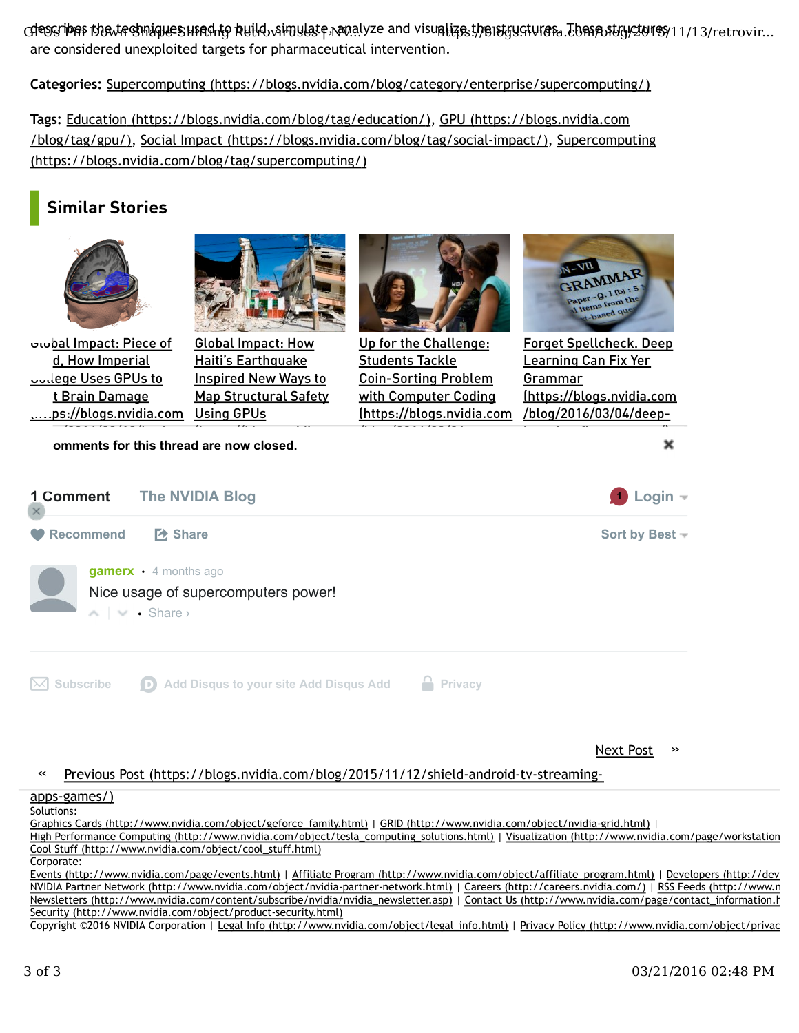describes the techniques used to build, simulate, analyze and visualize the structures. These structures are considered unexploited targets for pharmaceutical intervention.

**Categories:** Supercomputing (https://blogs.nvidia.com/blog/category/enterprise/supercomputing/)

**Tags:** Education (https://blogs.nvidia.com/blog/tag/education/), GPU (https://blogs.nvidia.com/blog/tag/gpu/), Social Impact (https://blogs.nvidia.com/blog/tag/social-impact/), Supercomputing (https://blogs.nvidia.com/blog/tag/supercomputing/)

## Similar Stories

Global Impact: Piece of ...d, How Imperial College Uses GPUs to ...t Brain Damage (https://blogs.nvidia.com

Global Impact: How Haiti's Earthquake Inspired New Ways to Map Structural Safety Using GPUs

Up for the Challenge: Students Tackle Coin-Sorting Problem with Computer Coding (https://blogs.nvidia.com

Forget Spellcheck. Deep Learning Can Fix Yer Grammar (https://blogs.nvidia.com/blog/2016/03/04/deep-

omments for this thread are now closed.

1 Comment The NVIDIA Blog

Login

Recommend Share Sort by Best

gamerx • 4 months ago

Nice usage of supercomputers power!

Share ›

Subscribe Add Disqus to your site Add Disqus Add Privacy

Next Post »

« Previous Post (https://blogs.nvidia.com/blog/2015/11/12/shield-android-tv-streaming-apps-games/)

Solutions:
Graphics Cards (http://www.nvidia.com/object/geforce_family.html) | GRID (http://www.nvidia.com/object/nvidia-grid.html) | High Performance Computing (http://www.nvidia.com/object/tesla_computing_solutions.html) | Visualization (http://www.nvidia.com/page/workstation Cool Stuff (http://www.nvidia.com/object/cool_stuff.html)
Corporate:
Events (http://www.nvidia.com/page/events.html) | Affiliate Program (http://www.nvidia.com/object/affiliate_program.html) | Developers (http://dev NVIDIA Partner Network (http://www.nvidia.com/object/nvidia-partner-network.html) | Careers (http://careers.nvidia.com/) | RSS Feeds (http://www.n Newsletters (http://www.nvidia.com/content/subscribe/nvidia/nvidia_newsletter.asp) | Contact Us (http://www.nvidia.com/page/contact_information.h Security (http://www.nvidia.com/object/product-security.html)
Copyright ©2016 NVIDIA Corporation | Legal Info (http://www.nvidia.com/object/legal_info.html) | Privacy Policy (http://www.nvidia.com/object/privac